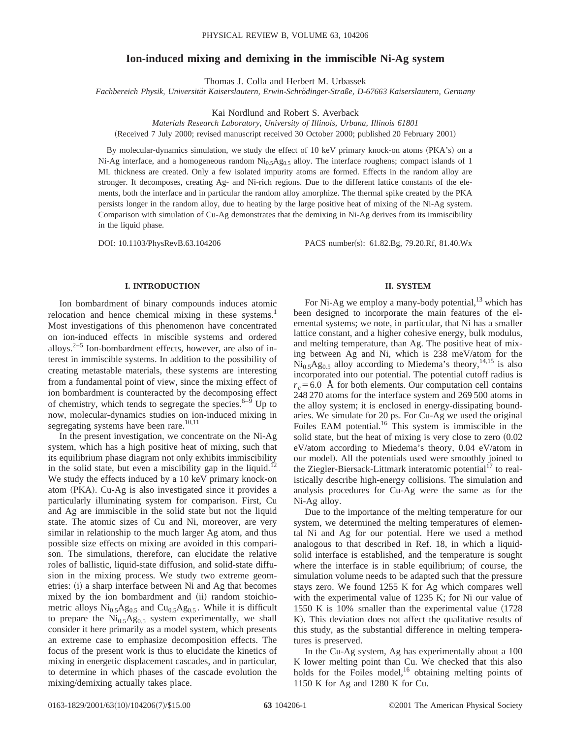# Ion-induced mixing and demixing in the immiscible Ni-Ag system

Thomas J. Colla and Herbert M. Urbassek

*Fachbereich Physik, Universität Kaiserslautern, Erwin-Schrödinger-Straße, D-67663 Kaiserslautern, Germany*

Kai Nordlund and Robert S. Averback

*Materials Research Laboratory, University of Illinois, Urbana, Illinois 61801*

(Received 7 July 2000; revised manuscript received 30 October 2000; published 20 February 2001)

By molecular-dynamics simulation, we study the effect of 10 keV primary knock-on atoms (PKA's) on a Ni-Ag interface, and a homogeneous random $Ni_{0.5}Ag_{0.5}$ alloy. The interface roughens; compact islands of 1 ML thickness are created. Only a few isolated impurity atoms are formed. Effects in the random alloy are stronger. It decomposes, creating Ag- and Ni-rich regions. Due to the different lattice constants of the elements, both the interface and in particular the random alloy amorphize. The thermal spike created by the PKA persists longer in the random alloy, due to heating by the large positive heat of mixing of the Ni-Ag system. Comparison with simulation of Cu-Ag demonstrates that the demixing in Ni-Ag derives from its immiscibility in the liquid phase.

DOI: 10.1103/PhysRevB.63.104206 PACS number(s): 61.82.Bg, 79.20.Rf, 81.40.Wx

## I. INTRODUCTION

Ion bombardment of binary compounds induces atomic relocation and hence chemical mixing in these systems.[1] Most investigations of this phenomenon have concentrated on ion-induced effects in miscible systems and ordered alloys.[2–5] Ion-bombardment effects, however, are also of interest in immiscible systems. In addition to the possibility of creating metastable materials, these systems are interesting from a fundamental point of view, since the mixing effect of ion bombardment is counteracted by the decomposing effect of chemistry, which tends to segregate the species.[6–9] Up to now, molecular-dynamics studies on ion-induced mixing in segregating systems have been rare.[10,11]

In the present investigation, we concentrate on the Ni-Ag system, which has a high positive heat of mixing, such that its equilibrium phase diagram not only exhibits immiscibility in the solid state, but even a miscibility gap in the liquid.[12] We study the effects induced by a 10 keV primary knock-on atom (PKA). Cu-Ag is also investigated since it provides a particularly illuminating system for comparison. First, Cu and Ag are immiscible in the solid state but not the liquid state. The atomic sizes of Cu and Ni, moreover, are very similar in relationship to the much larger Ag atom, and thus possible size effects on mixing are avoided in this comparison. The simulations, therefore, can elucidate the relative roles of ballistic, liquid-state diffusion, and solid-state diffusion in the mixing process. We study two extreme geometries: (i) a sharp interface between Ni and Ag that becomes mixed by the ion bombardment and (ii) random stoichiometric alloys $Ni_{0.5}Ag_{0.5}$ and $Cu_{0.5}Ag_{0.5}$. While it is difficult to prepare the $Ni_{0.5}Ag_{0.5}$ system experimentally, we shall consider it here primarily as a model system, which presents an extreme case to emphasize decomposition effects. The focus of the present work is thus to elucidate the kinetics of mixing in energetic displacement cascades, and in particular, to determine in which phases of the cascade evolution the mixing/demixing actually takes place.

## II. SYSTEM

For Ni-Ag we employ a many-body potential,[13] which has been designed to incorporate the main features of the elemental systems; we note, in particular, that Ni has a smaller lattice constant, and a higher cohesive energy, bulk modulus, and melting temperature, than Ag. The positive heat of mixing between Ag and Ni, which is 238 meV/atom for the $Ni_{0.5}Ag_{0.5}$ alloy according to Miedema's theory,[14,15] is also incorporated into our potential. The potential cutoff radius is $r_c = 6.0$ Å for both elements. Our computation cell contains 248 270 atoms for the interface system and 269 500 atoms in the alloy system; it is enclosed in energy-dissipating boundaries. We simulate for 20 ps. For Cu-Ag we used the original Foiles EAM potential.[16] This system is immiscible in the solid state, but the heat of mixing is very close to zero (0.02 eV/atom according to Miedema's theory, 0.04 eV/atom in our model). All the potentials used were smoothly joined to the Ziegler-Biersack-Littmark interatomic potential[17] to realistically describe high-energy collisions. The simulation and analysis procedures for Cu-Ag were the same as for the Ni-Ag alloy.

Due to the importance of the melting temperature for our system, we determined the melting temperatures of elemental Ni and Ag for our potential. Here we used a method analogous to that described in Ref. 18, in which a liquid-solid interface is established, and the temperature is sought where the interface is in stable equilibrium; of course, the simulation volume needs to be adapted such that the pressure stays zero. We found 1255 K for Ag which compares well with the experimental value of 1235 K; for Ni our value of 1550 K is 10% smaller than the experimental value (1728 K). This deviation does not affect the qualitative results of this study, as the substantial difference in melting temperatures is preserved.

In the Cu-Ag system, Ag has experimentally about a 100 K lower melting point than Cu. We checked that this also holds for the Foiles model,[16] obtaining melting points of 1150 K for Ag and 1280 K for Cu.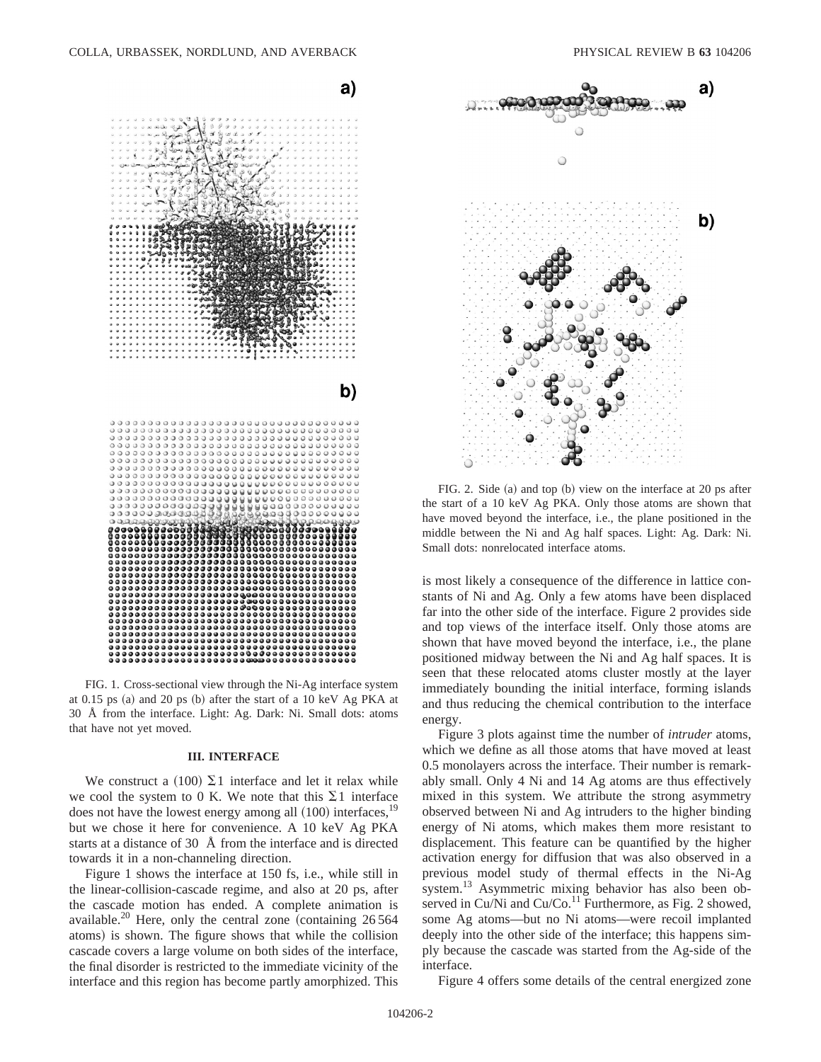FIG. 1. Cross-sectional view through the Ni-Ag interface system at 0.15 ps (a) and 20 ps (b) after the start of a 10 keV Ag PKA at 30 Å from the interface. Light: Ag. Dark: Ni. Small dots: atoms that have not yet moved.

### III. INTERFACE

We construct a (100) $\Sigma 1$ interface and let it relax while we cool the system to 0 K. We note that this $\Sigma 1$ interface does not have the lowest energy among all (100) interfaces,[19] but we chose it here for convenience. A 10 keV Ag PKA starts at a distance of 30 Å from the interface and is directed towards it in a non-channeling direction.

Figure 1 shows the interface at 150 fs, i.e., while still in the linear-collision-cascade regime, and also at 20 ps, after the cascade motion has ended. A complete animation is available.[20] Here, only the central zone (containing 26 564 atoms) is shown. The figure shows that while the collision cascade covers a large volume on both sides of the interface, the final disorder is restricted to the immediate vicinity of the interface and this region has become partly amorphized. This is most likely a consequence of the difference in lattice constants of Ni and Ag. Only a few atoms have been displaced far into the other side of the interface. Figure 2 provides side and top views of the interface itself. Only those atoms are shown that have moved beyond the interface, i.e., the plane positioned midway between the Ni and Ag half spaces. It is seen that these relocated atoms cluster mostly at the layer immediately bounding the initial interface, forming islands and thus reducing the chemical contribution to the interface energy.

FIG. 2. Side (a) and top (b) view on the interface at 20 ps after the start of a 10 keV Ag PKA. Only those atoms are shown that have moved beyond the interface, i.e., the plane positioned in the middle between the Ni and Ag half spaces. Light: Ag. Dark: Ni. Small dots: nonrelocated interface atoms.

Figure 3 plots against time the number of *intruder* atoms, which we define as all those atoms that have moved at least 0.5 monolayers across the interface. Their number is remarkably small. Only 4 Ni and 14 Ag atoms are thus effectively mixed in this system. We attribute the strong asymmetry observed between Ni and Ag intruders to the higher binding energy of Ni atoms, which makes them more resistant to displacement. This feature can be quantified by the higher activation energy for diffusion that was also observed in a previous model study of thermal effects in the Ni-Ag system.[13] Asymmetric mixing behavior has also been observed in Cu/Ni and Cu/Co.[11] Furthermore, as Fig. 2 showed, some Ag atoms—but no Ni atoms—were recoil implanted deeply into the other side of the interface; this happens simply because the cascade was started from the Ag-side of the interface.

Figure 4 offers some details of the central energized zone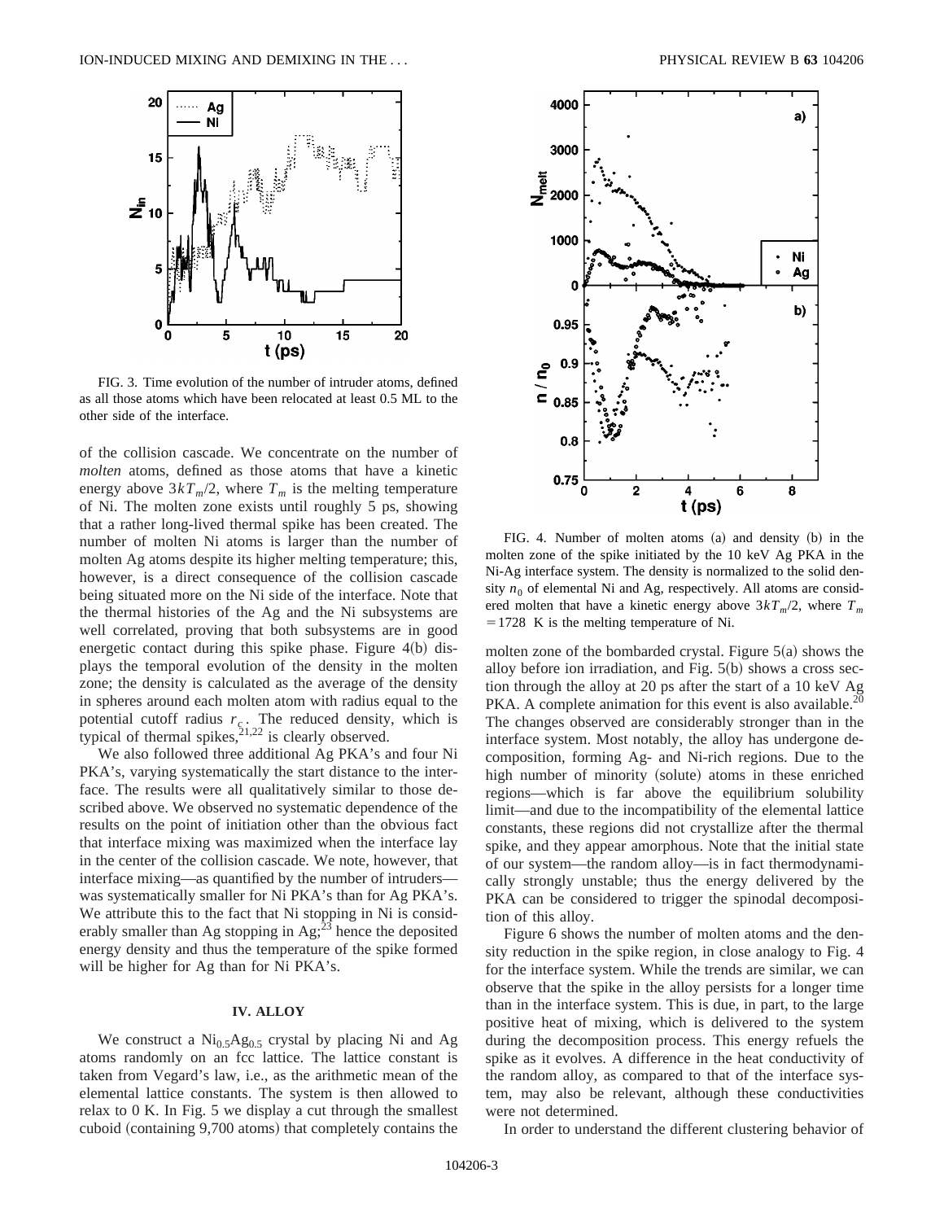FIG. 3. Time evolution of the number of intruder atoms, defined as all those atoms which have been relocated at least 0.5 ML to the other side of the interface.

FIG. 4. Number of molten atoms (a) and density (b) in the molten zone of the spike initiated by the 10 keV Ag PKA in the Ni-Ag interface system. The density is normalized to the solid density $n_0$ of elemental Ni and Ag, respectively. All atoms are considered molten that have a kinetic energy above $3kT_m/2$, where $T_m = 1728$ K is the melting temperature of Ni.

of the collision cascade. We concentrate on the number of *molten* atoms, defined as those atoms that have a kinetic energy above $3kT_m/2$, where $T_m$ is the melting temperature of Ni. The molten zone exists until roughly 5 ps, showing that a rather long-lived thermal spike has been created. The number of molten Ni atoms is larger than the number of molten Ag atoms despite its higher melting temperature; this, however, is a direct consequence of the collision cascade being situated more on the Ni side of the interface. Note that the thermal histories of the Ag and the Ni subsystems are well correlated, proving that both subsystems are in good energetic contact during this spike phase. Figure 4(b) displays the temporal evolution of the density in the molten zone; the density is calculated as the average of the density in spheres around each molten atom with radius equal to the potential cutoff radius $r_c$. The reduced density, which is typical of thermal spikes,[21,22] is clearly observed.

We also followed three additional Ag PKA's and four Ni PKA's, varying systematically the start distance to the interface. The results were all qualitatively similar to those described above. We observed no systematic dependence of the results on the point of initiation other than the obvious fact that interface mixing was maximized when the interface lay in the center of the collision cascade. We note, however, that interface mixing—as quantified by the number of intruders—was systematically smaller for Ni PKA's than for Ag PKA's. We attribute this to the fact that Ni stopping in Ni is considerably smaller than Ag stopping in Ag;[23] hence the deposited energy density and thus the temperature of the spike formed will be higher for Ag than for Ni PKA's.

## IV. ALLOY

We construct a $Ni_{0.5}Ag_{0.5}$ crystal by placing Ni and Ag atoms randomly on an fcc lattice. The lattice constant is taken from Vegard's law, i.e., as the arithmetic mean of the elemental lattice constants. The system is then allowed to relax to 0 K. In Fig. 5 we display a cut through the smallest cuboid (containing 9,700 atoms) that completely contains the molten zone of the bombarded crystal. Figure 5(a) shows the alloy before ion irradiation, and Fig. 5(b) shows a cross section through the alloy at 20 ps after the start of a 10 keV Ag PKA. A complete animation for this event is also available.[20] The changes observed are considerably stronger than in the interface system. Most notably, the alloy has undergone decomposition, forming Ag- and Ni-rich regions. Due to the high number of minority (solute) atoms in these enriched regions—which is far above the equilibrium solubility limit—and due to the incompatibility of the elemental lattice constants, these regions did not crystallize after the thermal spike, and they appear amorphous. Note that the initial state of our system—the random alloy—is in fact thermodynamically strongly unstable; thus the energy delivered by the PKA can be considered to trigger the spinodal decomposition of this alloy.

Figure 6 shows the number of molten atoms and the density reduction in the spike region, in close analogy to Fig. 4 for the interface system. While the trends are similar, we can observe that the spike in the alloy persists for a longer time than in the interface system. This is due, in part, to the large positive heat of mixing, which is delivered to the system during the decomposition process. This energy refuels the spike as it evolves. A difference in the heat conductivity of the random alloy, as compared to that of the interface system, may also be relevant, although these conductivities were not determined.

In order to understand the different clustering behavior of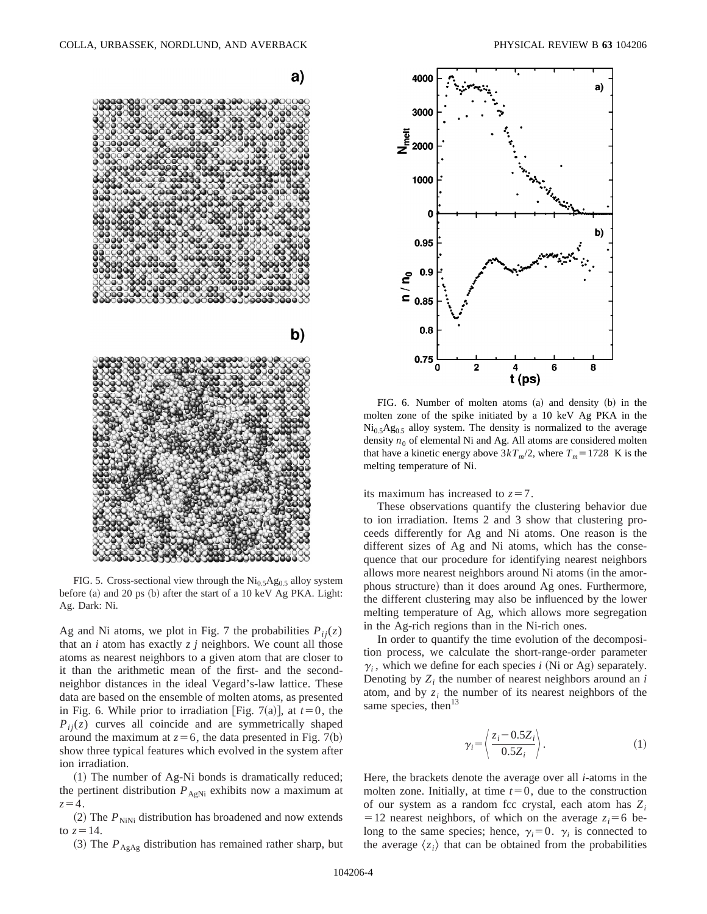FIG. 5. Cross-sectional view through the $Ni_{0.5}Ag_{0.5}$ alloy system before (a) and 20 ps (b) after the start of a 10 keV Ag PKA. Light: Ag. Dark: Ni.

FIG. 6. Number of molten atoms (a) and density (b) in the molten zone of the spike initiated by a 10 keV Ag PKA in the $Ni_{0.5}Ag_{0.5}$ alloy system. The density is normalized to the average density $n_0$ of elemental Ni and Ag. All atoms are considered molten that have a kinetic energy above $3kT_m/2$, where $T_m = 1728$ K is the melting temperature of Ni.

Ag and Ni atoms, we plot in Fig. 7 the probabilities $P_{ij}(z)$ that an $i$ atom has exactly $z$ $j$ neighbors. We count all those atoms as nearest neighbors to a given atom that are closer to it than the arithmetic mean of the first- and the second-neighbor distances in the ideal Vegard's-law lattice. These data are based on the ensemble of molten atoms, as presented in Fig. 6. While prior to irradiation [Fig. 7(a)], at $t=0$, the $P_{ij}(z)$ curves all coincide and are symmetrically shaped around the maximum at $z=6$, the data presented in Fig. 7(b) show three typical features which evolved in the system after ion irradiation.

(1) The number of Ag-Ni bonds is dramatically reduced; the pertinent distribution $P_{AgNi}$ exhibits now a maximum at $z=4$.

(2) The $P_{NiNi}$ distribution has broadened and now extends to $z=14$.

(3) The $P_{AgAg}$ distribution has remained rather sharp, but its maximum has increased to $z=7$.

These observations quantify the clustering behavior due to ion irradiation. Items 2 and 3 show that clustering proceeds differently for Ag and Ni atoms. One reason is the different sizes of Ag and Ni atoms, which has the consequence that our procedure for identifying nearest neighbors allows more nearest neighbors around Ni atoms (in the amorphous structure) than it does around Ag ones. Furthermore, the different clustering may also be influenced by the lower melting temperature of Ag, which allows more segregation in the Ag-rich regions than in the Ni-rich ones.

In order to quantify the time evolution of the decomposition process, we calculate the short-range-order parameter $\gamma_i$, which we define for each species $i$ (Ni or Ag) separately. Denoting by $Z_i$ the number of nearest neighbors around an $i$ atom, and by $z_i$ the number of its nearest neighbors of the same species, then[13]

$$\gamma_i = \left\langle \frac{z_i - 0.5Z_i}{0.5Z_i} \right\rangle. \tag{1}$$

Here, the brackets denote the average over all $i$-atoms in the molten zone. Initially, at time $t=0$, due to the construction of our system as a random fcc crystal, each atom has $Z_i = 12$ nearest neighbors, of which on the average $z_i = 6$ belong to the same species; hence, $\gamma_i = 0$. $\gamma_i$ is connected to the average $\langle z_i \rangle$ that can be obtained from the probabilities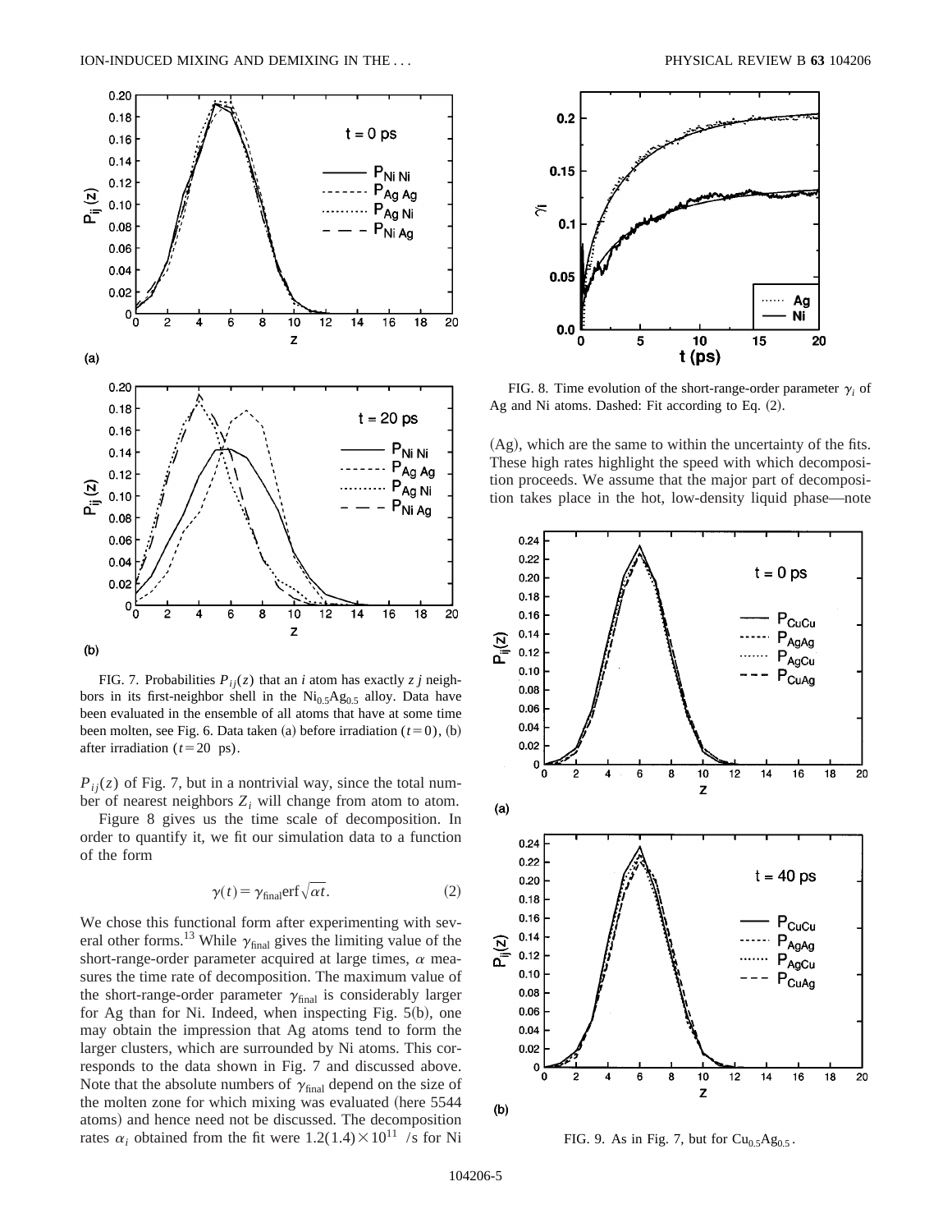FIG. 7. Probabilities $P_{ij}(z)$ that an $i$ atom has exactly $z$ $j$ neighbors in its first-neighbor shell in the $Ni_{0.5}Ag_{0.5}$ alloy. Data have been evaluated in the ensemble of all atoms that have at some time been molten, see Fig. 6. Data taken (a) before irradiation ($t=0$), (b) after irradiation ($t=20$ ps).

$P_{ij}(z)$ of Fig. 7, but in a nontrivial way, since the total number of nearest neighbors $Z_i$ will change from atom to atom.

Figure 8 gives us the time scale of decomposition. In order to quantify it, we fit our simulation data to a function of the form

$$\gamma(t) = \gamma_{\mathrm{final}} \mathrm{erf} \sqrt{\alpha t}. \tag{2}$$

We chose this functional form after experimenting with several other forms.[13] While $\gamma_{\mathrm{final}}$ gives the limiting value of the short-range-order parameter acquired at large times, $\alpha$ measures the time rate of decomposition. The maximum value of the short-range-order parameter $\gamma_{\mathrm{final}}$ is considerably larger for Ag than for Ni. Indeed, when inspecting Fig. 5(b), one may obtain the impression that Ag atoms tend to form the larger clusters, which are surrounded by Ni atoms. This corresponds to the data shown in Fig. 7 and discussed above. Note that the absolute numbers of $\gamma_{\mathrm{final}}$ depend on the size of the molten zone for which mixing was evaluated (here 5544 atoms) and hence need not be discussed. The decomposition rates $\alpha_i$ obtained from the fit were $1.2(1.4)\times 10^{11}$ /s for Ni (Ag), which are the same to within the uncertainty of the fits. These high rates highlight the speed with which decomposition proceeds. We assume that the major part of decomposition takes place in the hot, low-density liquid phase—note

FIG. 8. Time evolution of the short-range-order parameter $\gamma_i$ of Ag and Ni atoms. Dashed: Fit according to Eq. (2).

FIG. 9. As in Fig. 7, but for $Cu_{0.5}Ag_{0.5}$.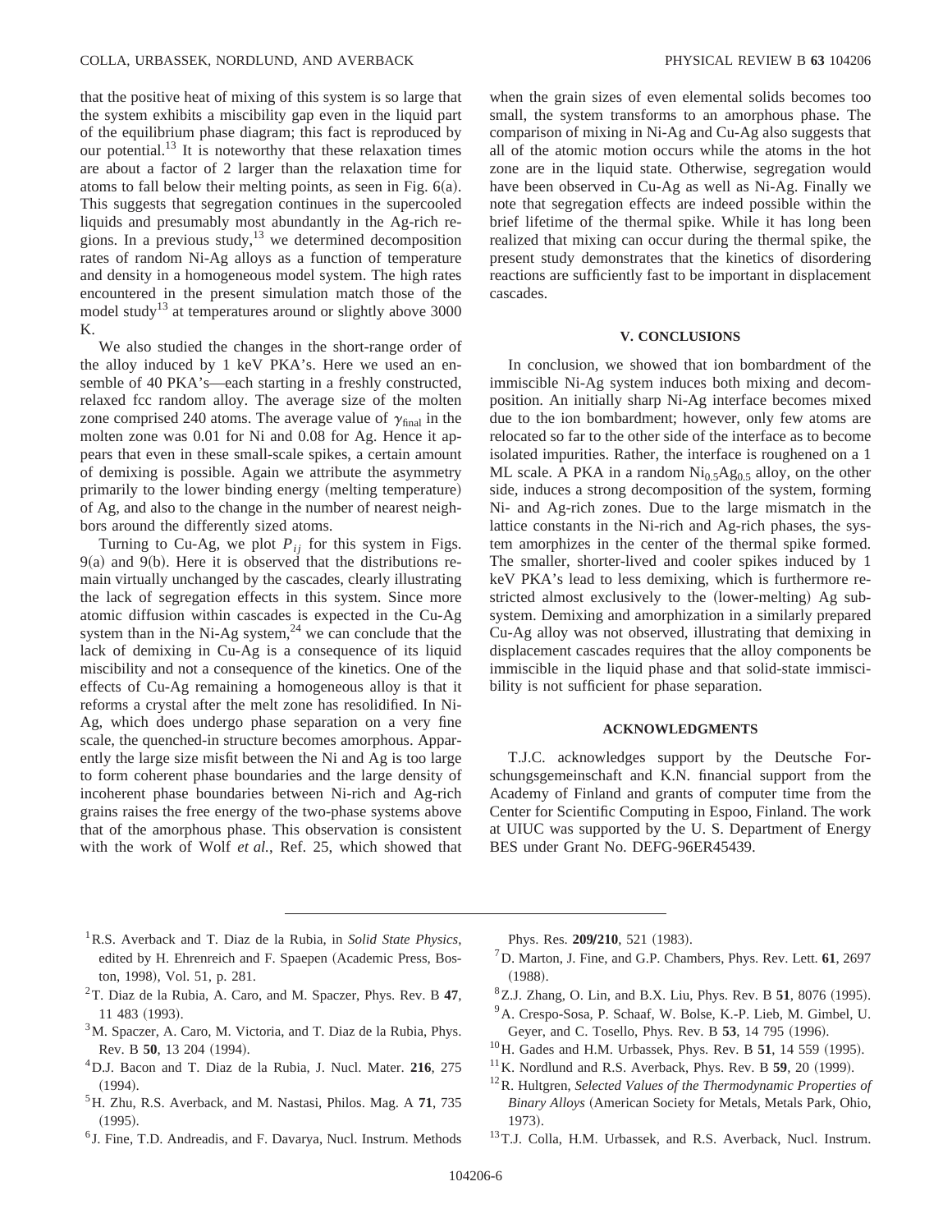that the positive heat of mixing of this system is so large that the system exhibits a miscibility gap even in the liquid part of the equilibrium phase diagram; this fact is reproduced by our potential.[13] It is noteworthy that these relaxation times are about a factor of 2 larger than the relaxation time for atoms to fall below their melting points, as seen in Fig. 6(a). This suggests that segregation continues in the supercooled liquids and presumably most abundantly in the Ag-rich regions. In a previous study,[13] we determined decomposition rates of random Ni-Ag alloys as a function of temperature and density in a homogeneous model system. The high rates encountered in the present simulation match those of the model study[13] at temperatures around or slightly above 3000 K.

We also studied the changes in the short-range order of the alloy induced by 1 keV PKA's. Here we used an ensemble of 40 PKA's—each starting in a freshly constructed, relaxed fcc random alloy. The average size of the molten zone comprised 240 atoms. The average value of $\gamma_{\text{final}}$ in the molten zone was 0.01 for Ni and 0.08 for Ag. Hence it appears that even in these small-scale spikes, a certain amount of demixing is possible. Again we attribute the asymmetry primarily to the lower binding energy (melting temperature) of Ag, and also to the change in the number of nearest neighbors around the differently sized atoms.

Turning to Cu-Ag, we plot $P_{ij}$ for this system in Figs. 9(a) and 9(b). Here it is observed that the distributions remain virtually unchanged by the cascades, clearly illustrating the lack of segregation effects in this system. Since more atomic diffusion within cascades is expected in the Cu-Ag system than in the Ni-Ag system,[24] we can conclude that the lack of demixing in Cu-Ag is a consequence of its liquid miscibility and not a consequence of the kinetics. One of the effects of Cu-Ag remaining a homogeneous alloy is that it reforms a crystal after the melt zone has resolidified. In Ni-Ag, which does undergo phase separation on a very fine scale, the quenched-in structure becomes amorphous. Apparently the large size misfit between the Ni and Ag is too large to form coherent phase boundaries and the large density of incoherent phase boundaries between Ni-rich and Ag-rich grains raises the free energy of the two-phase systems above that of the amorphous phase. This observation is consistent with the work of Wolf *et al.*, Ref. 25, which showed that when the grain sizes of even elemental solids becomes too small, the system transforms to an amorphous phase. The comparison of mixing in Ni-Ag and Cu-Ag also suggests that all of the atomic motion occurs while the atoms in the hot zone are in the liquid state. Otherwise, segregation would have been observed in Cu-Ag as well as Ni-Ag. Finally we note that segregation effects are indeed possible within the brief lifetime of the thermal spike. While it has long been realized that mixing can occur during the thermal spike, the present study demonstrates that the kinetics of disordering reactions are sufficiently fast to be important in displacement cascades.

## V. CONCLUSIONS

In conclusion, we showed that ion bombardment of the immiscible Ni-Ag system induces both mixing and decomposition. An initially sharp Ni-Ag interface becomes mixed due to the ion bombardment; however, only few atoms are relocated so far to the other side of the interface as to become isolated impurities. Rather, the interface is roughened on a 1 ML scale. A PKA in a random $Ni_{0.5}Ag_{0.5}$ alloy, on the other side, induces a strong decomposition of the system, forming Ni- and Ag-rich zones. Due to the large mismatch in the lattice constants in the Ni-rich and Ag-rich phases, the system amorphizes in the center of the thermal spike formed. The smaller, shorter-lived and cooler spikes induced by 1 keV PKA's lead to less demixing, which is furthermore restricted almost exclusively to the (lower-melting) Ag subsystem. Demixing and amorphization in a similarly prepared Cu-Ag alloy was not observed, illustrating that demixing in displacement cascades requires that the alloy components be immiscible in the liquid phase and that solid-state immiscibility is not sufficient for phase separation.

## ACKNOWLEDGMENTS

T.J.C. acknowledges support by the Deutsche Forschungsgemeinschaft and K.N. financial support from the Academy of Finland and grants of computer time from the Center for Scientific Computing in Espoo, Finland. The work at UIUC was supported by the U. S. Department of Energy BES under Grant No. DEFG-96ER45439.

---

[1] R.S. Averback and T. Diaz de la Rubia, in *Solid State Physics*, edited by H. Ehrenreich and F. Spaepen (Academic Press, Boston, 1998), Vol. 51, p. 281.

[2] T. Diaz de la Rubia, A. Caro, and M. Spaczer, Phys. Rev. B **47**, 11 483 (1993).

[3] M. Spaczer, A. Caro, M. Victoria, and T. Diaz de la Rubia, Phys. Rev. B **50**, 13 204 (1994).

[4] D.J. Bacon and T. Diaz de la Rubia, J. Nucl. Mater. **216**, 275 (1994).

[5] H. Zhu, R.S. Averback, and M. Nastasi, Philos. Mag. A **71**, 735 (1995).

[6] J. Fine, T.D. Andreadis, and F. Davarya, Nucl. Instrum. Methods Phys. Res. **209/210**, 521 (1983).

[7] D. Marton, J. Fine, and G.P. Chambers, Phys. Rev. Lett. **61**, 2697 (1988).

[8] Z.J. Zhang, O. Lin, and B.X. Liu, Phys. Rev. B **51**, 8076 (1995).

[9] A. Crespo-Sosa, P. Schaaf, W. Bolse, K.-P. Lieb, M. Gimbel, U. Geyer, and C. Tosello, Phys. Rev. B **53**, 14 795 (1996).

[10] H. Gades and H.M. Urbassek, Phys. Rev. B **51**, 14 559 (1995).

[11] K. Nordlund and R.S. Averback, Phys. Rev. B **59**, 20 (1999).

[12] R. Hultgren, *Selected Values of the Thermodynamic Properties of Binary Alloys* (American Society for Metals, Metals Park, Ohio, 1973).

[13] T.J. Colla, H.M. Urbassek, and R.S. Averback, Nucl. Instrum.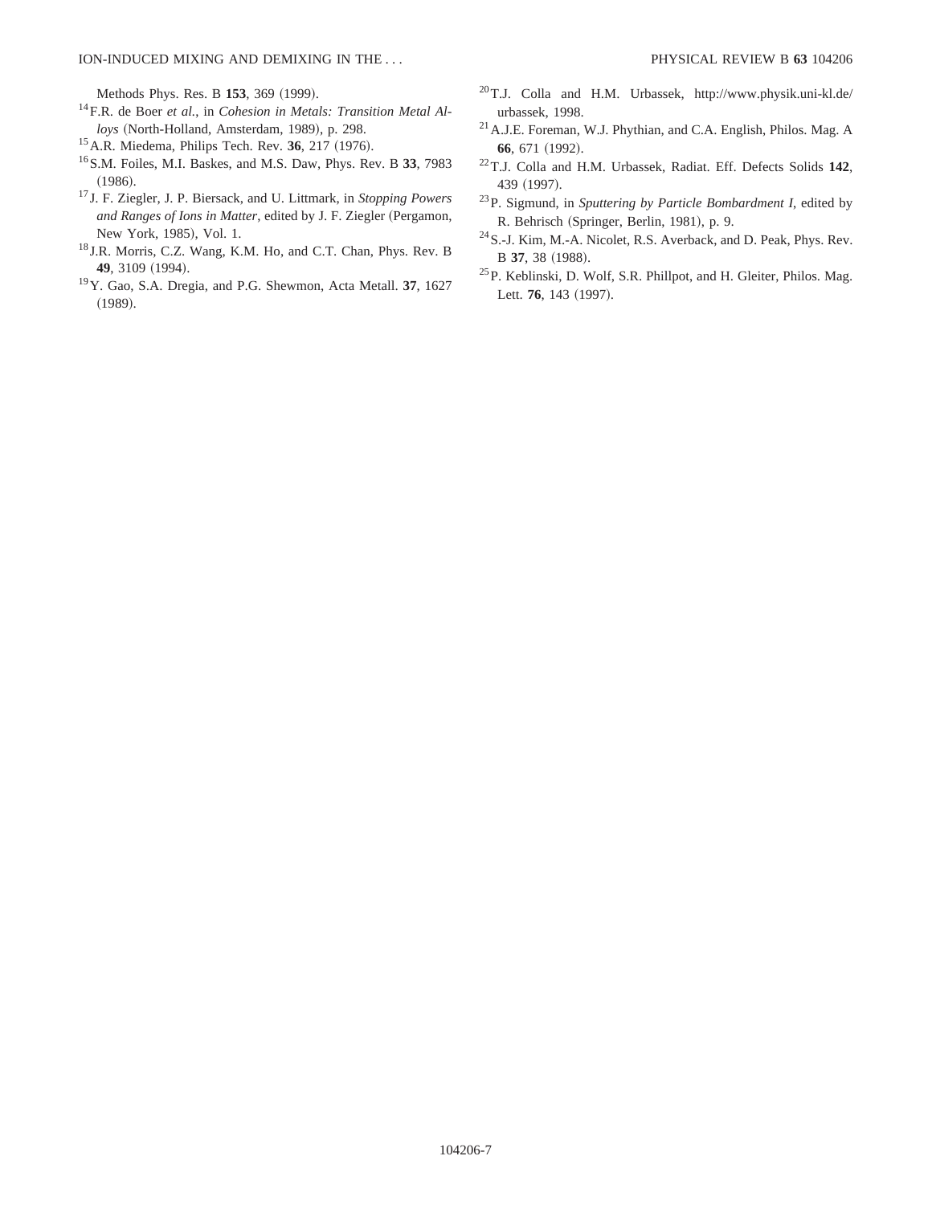Methods Phys. Res. B **153**, 369 (1999).

[14] F.R. de Boer *et al.*, in *Cohesion in Metals: Transition Metal Alloys* (North-Holland, Amsterdam, 1989), p. 298.

[15] A.R. Miedema, Philips Tech. Rev. **36**, 217 (1976).

[16] S.M. Foiles, M.I. Baskes, and M.S. Daw, Phys. Rev. B **33**, 7983 (1986).

[17] J. F. Ziegler, J. P. Biersack, and U. Littmark, in *Stopping Powers and Ranges of Ions in Matter*, edited by J. F. Ziegler (Pergamon, New York, 1985), Vol. 1.

[18] J.R. Morris, C.Z. Wang, K.M. Ho, and C.T. Chan, Phys. Rev. B **49**, 3109 (1994).

[19] Y. Gao, S.A. Dregia, and P.G. Shewmon, Acta Metall. **37**, 1627 (1989).

[20] T.J. Colla and H.M. Urbassek, http://www.physik.uni-kl.de/urbassek, 1998.

[21] A.J.E. Foreman, W.J. Phythian, and C.A. English, Philos. Mag. A **66**, 671 (1992).

[22] T.J. Colla and H.M. Urbassek, Radiat. Eff. Defects Solids **142**, 439 (1997).

[23] P. Sigmund, in *Sputtering by Particle Bombardment I*, edited by R. Behrisch (Springer, Berlin, 1981), p. 9.

[24] S.-J. Kim, M.-A. Nicolet, R.S. Averback, and D. Peak, Phys. Rev. B **37**, 38 (1988).

[25] P. Keblinski, D. Wolf, S.R. Phillpot, and H. Gleiter, Philos. Mag. Lett. **76**, 143 (1997).